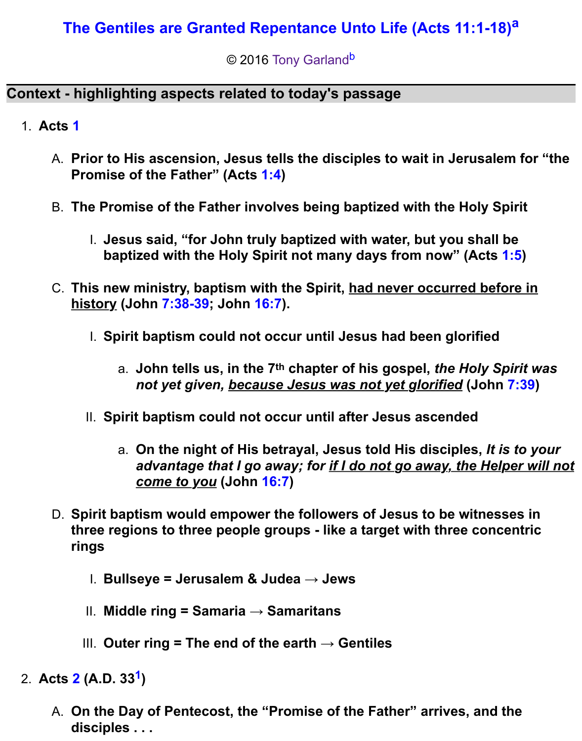# The Gentiles are Granted Repentance Unto Life (Acts 11:1-18)[a]

© 2016 Tony Garland[b]

## Context - highlighting aspects related to today's passage

1. **Acts 1**

   A. **Prior to His ascension, Jesus tells the disciples to wait in Jerusalem for "the Promise of the Father" (Acts 1:4)**

   B. **The Promise of the Father involves being baptized with the Holy Spirit**

      I. **Jesus said, "for John truly baptized with water, but you shall be baptized with the Holy Spirit not many days from now" (Acts 1:5)**

   C. **This new ministry, baptism with the Spirit, <u>had never occurred before in history</u> (John 7:38-39; John 16:7).**

      I. **Spirit baptism could not occur until Jesus had been glorified**

         a. **John tells us, in the 7th chapter of his gospel, *the Holy Spirit was not yet given, <u>because Jesus was not yet glorified</u>* (John 7:39)**

      II. **Spirit baptism could not occur until after Jesus ascended**

         a. **On the night of His betrayal, Jesus told His disciples, *It is to your advantage that I go away; for <u>if I do not go away, the Helper will not come to you</u>* (John 16:7)**

   D. **Spirit baptism would empower the followers of Jesus to be witnesses in three regions to three people groups - like a target with three concentric rings**

      I. **Bullseye = Jerusalem & Judea → Jews**

      II. **Middle ring = Samaria → Samaritans**

      III. **Outer ring = The end of the earth → Gentiles**

2. **Acts 2 (A.D. 33[1])**

   A. **On the Day of Pentecost, the "Promise of the Father" arrives, and the disciples . . .**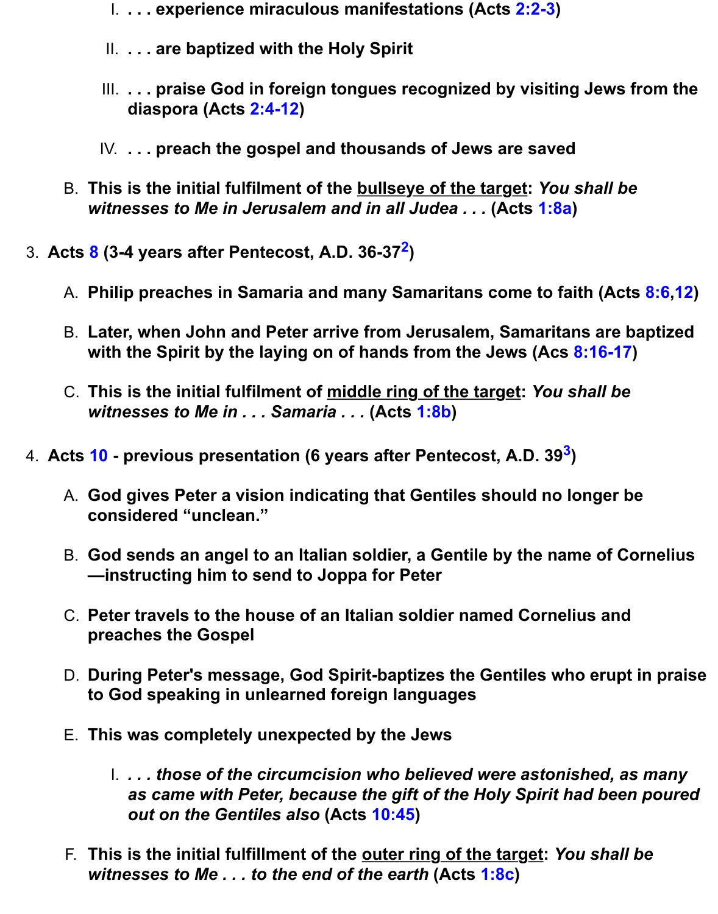I. **. . . experience miraculous manifestations (Acts 2:2-3)**

II. **. . . are baptized with the Holy Spirit**

III. **. . . praise God in foreign tongues recognized by visiting Jews from the diaspora (Acts 2:4-12)**

IV. **. . . preach the gospel and thousands of Jews are saved**

B. **This is the initial fulfilment of the <u>bullseye of the target</u>: *You shall be witnesses to Me in Jerusalem and in all Judea . . .* (Acts 1:8a)**

3. **Acts 8 (3-4 years after Pentecost, A.D. 36-37[2])**

   A. **Philip preaches in Samaria and many Samaritans come to faith (Acts 8:6,12)**

   B. **Later, when John and Peter arrive from Jerusalem, Samaritans are baptized with the Spirit by the laying on of hands from the Jews (Acs 8:16-17)**

   C. **This is the initial fulfilment of <u>middle ring of the target</u>: *You shall be witnesses to Me in . . . Samaria . . .* (Acts 1:8b)**

4. **Acts 10 - previous presentation (6 years after Pentecost, A.D. 39[3])**

   A. **God gives Peter a vision indicating that Gentiles should no longer be considered "unclean."**

   B. **God sends an angel to an Italian soldier, a Gentile by the name of Cornelius —instructing him to send to Joppa for Peter**

   C. **Peter travels to the house of an Italian soldier named Cornelius and preaches the Gospel**

   D. **During Peter's message, God Spirit-baptizes the Gentiles who erupt in praise to God speaking in unlearned foreign languages**

   E. **This was completely unexpected by the Jews**

      I. ***. . . those of the circumcision who believed were astonished, as many as came with Peter, because the gift of the Holy Spirit had been poured out on the Gentiles also* (Acts 10:45)**

   F. **This is the initial fulfillment of the <u>outer ring of the target</u>: *You shall be witnesses to Me . . . to the end of the earth* (Acts 1:8c)**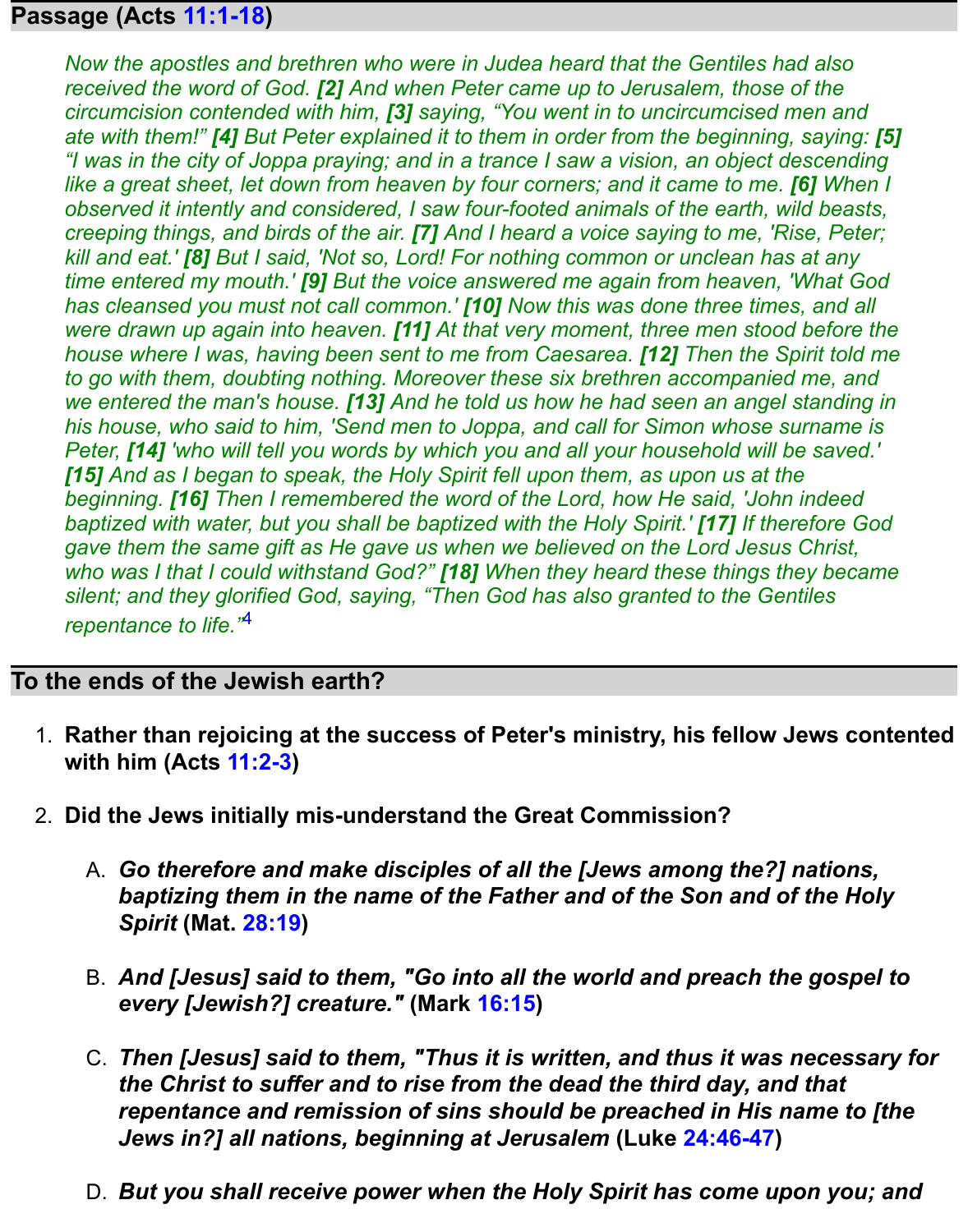## Passage (Acts 11:1-18)

*Now the apostles and brethren who were in Judea heard that the Gentiles had also received the word of God.* ***[2]*** *And when Peter came up to Jerusalem, those of the circumcision contended with him,* ***[3]*** *saying, "You went in to uncircumcised men and ate with them!"* ***[4]*** *But Peter explained it to them in order from the beginning, saying:* ***[5]*** *"I was in the city of Joppa praying; and in a trance I saw a vision, an object descending like a great sheet, let down from heaven by four corners; and it came to me.* ***[6]*** *When I observed it intently and considered, I saw four-footed animals of the earth, wild beasts, creeping things, and birds of the air.* ***[7]*** *And I heard a voice saying to me, 'Rise, Peter; kill and eat.'* ***[8]*** *But I said, 'Not so, Lord! For nothing common or unclean has at any time entered my mouth.'* ***[9]*** *But the voice answered me again from heaven, 'What God has cleansed you must not call common.'* ***[10]*** *Now this was done three times, and all were drawn up again into heaven.* ***[11]*** *At that very moment, three men stood before the house where I was, having been sent to me from Caesarea.* ***[12]*** *Then the Spirit told me to go with them, doubting nothing. Moreover these six brethren accompanied me, and we entered the man's house.* ***[13]*** *And he told us how he had seen an angel standing in his house, who said to him, 'Send men to Joppa, and call for Simon whose surname is Peter,* ***[14]*** *'who will tell you words by which you and all your household will be saved.'* ***[15]*** *And as I began to speak, the Holy Spirit fell upon them, as upon us at the beginning.* ***[16]*** *Then I remembered the word of the Lord, how He said, 'John indeed baptized with water, but you shall be baptized with the Holy Spirit.'* ***[17]*** *If therefore God gave them the same gift as He gave us when we believed on the Lord Jesus Christ, who was I that I could withstand God?"* ***[18]*** *When they heard these things they became silent; and they glorified God, saying, "Then God has also granted to the Gentiles repentance to life."*[4]

## To the ends of the Jewish earth?

1. **Rather than rejoicing at the success of Peter's ministry, his fellow Jews contented with him (Acts 11:2-3)**

2. **Did the Jews initially mis-understand the Great Commission?**

   A. ***Go therefore and make disciples of all the [Jews among the?] nations, baptizing them in the name of the Father and of the Son and of the Holy Spirit*** **(Mat. 28:19)**

   B. ***And [Jesus] said to them, "Go into all the world and preach the gospel to every [Jewish?] creature."*** **(Mark 16:15)**

   C. ***Then [Jesus] said to them, "Thus it is written, and thus it was necessary for the Christ to suffer and to rise from the dead the third day, and that repentance and remission of sins should be preached in His name to [the Jews in?] all nations, beginning at Jerusalem*** **(Luke 24:46-47)**

   D. ***But you shall receive power when the Holy Spirit has come upon you; and***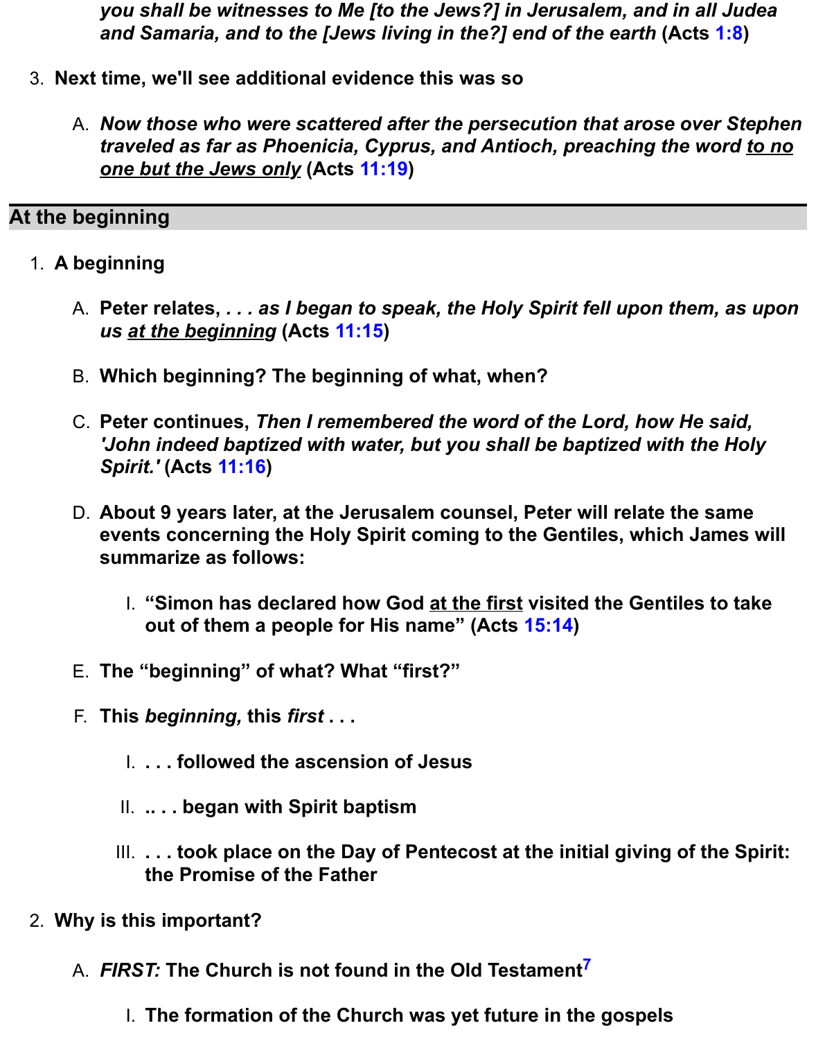*you shall be witnesses to Me [to the Jews?] in Jerusalem, and in all Judea and Samaria, and to the [Jews living in the?] end of the earth* **(Acts 1:8)**

3. **Next time, we'll see additional evidence this was so**

   A. ***Now those who were scattered after the persecution that arose over Stephen traveled as far as Phoenicia, Cyprus, and Antioch, preaching the word <u>to no one but the Jews only</u>*** **(Acts 11:19)**

---

## At the beginning

1. **A beginning**

   A. **Peter relates, *. . . as I began to speak, the Holy Spirit fell upon them, as upon us <u>at the beginning</u>* (Acts 11:15)**

   B. **Which beginning? The beginning of what, when?**

   C. **Peter continues, *Then I remembered the word of the Lord, how He said, 'John indeed baptized with water, but you shall be baptized with the Holy Spirit.'* (Acts 11:16)**

   D. **About 9 years later, at the Jerusalem counsel, Peter will relate the same events concerning the Holy Spirit coming to the Gentiles, which James will summarize as follows:**

      I. **"Simon has declared how God <u>at the first</u> visited the Gentiles to take out of them a people for His name" (Acts 15:14)**

   E. **The "beginning" of what? What "first?"**

   F. **This *beginning,* this *first* . . .**

      I. **. . . followed the ascension of Jesus**

      II. **.. . . began with Spirit baptism**

      III. **. . . took place on the Day of Pentecost at the initial giving of the Spirit: the Promise of the Father**

2. **Why is this important?**

   A. ***FIRST:* The Church is not found in the Old Testament[7]**

      I. **The formation of the Church was yet future in the gospels**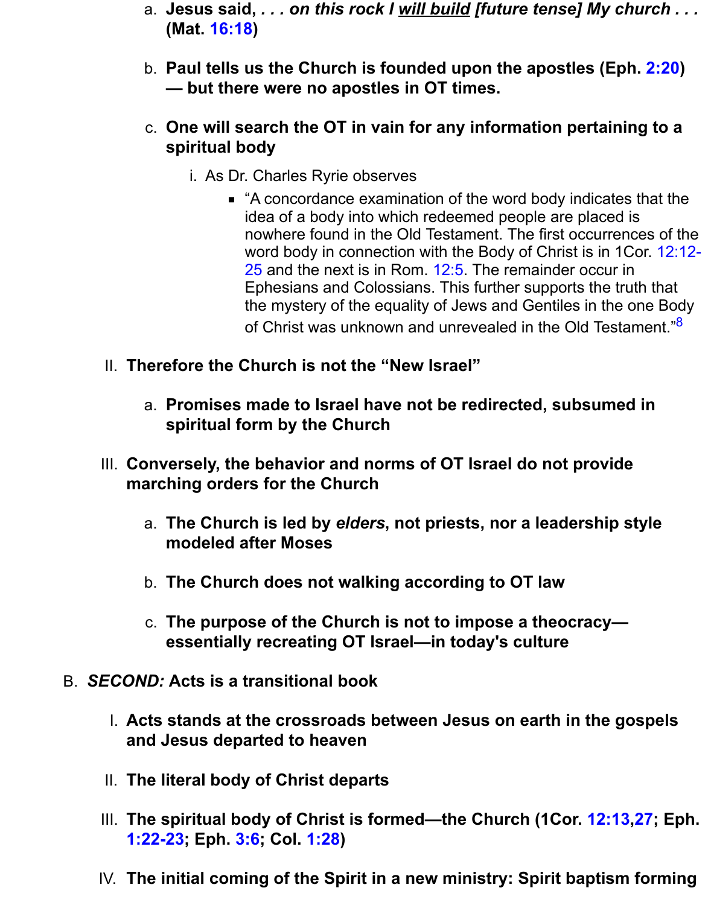a. **Jesus said, *. . . on this rock I <u>will build</u> [future tense] My church . . .* (Mat. 16:18)**

   b. **Paul tells us the Church is founded upon the apostles (Eph. 2:20) — but there were no apostles in OT times.**

   c. **One will search the OT in vain for any information pertaining to a spiritual body**

      i. As Dr. Charles Ryrie observes

         - "A concordance examination of the word body indicates that the idea of a body into which redeemed people are placed is nowhere found in the Old Testament. The first occurrences of the word body in connection with the Body of Christ is in 1Cor. 12:12-25 and the next is in Rom. 12:5. The remainder occur in Ephesians and Colossians. This further supports the truth that the mystery of the equality of Jews and Gentiles in the one Body of Christ was unknown and unrevealed in the Old Testament."[8]

II. **Therefore the Church is not the "New Israel"**

   a. **Promises made to Israel have not be redirected, subsumed in spiritual form by the Church**

III. **Conversely, the behavior and norms of OT Israel do not provide marching orders for the Church**

   a. **The Church is led by *elders*, not priests, nor a leadership style modeled after Moses**

   b. **The Church does not walking according to OT law**

   c. **The purpose of the Church is not to impose a theocracy—essentially recreating OT Israel—in today's culture**

B. ***SECOND:* Acts is a transitional book**

   I. **Acts stands at the crossroads between Jesus on earth in the gospels and Jesus departed to heaven**

   II. **The literal body of Christ departs**

   III. **The spiritual body of Christ is formed—the Church (1Cor. 12:13,27; Eph. 1:22-23; Eph. 3:6; Col. 1:28)**

   IV. **The initial coming of the Spirit in a new ministry: Spirit baptism forming**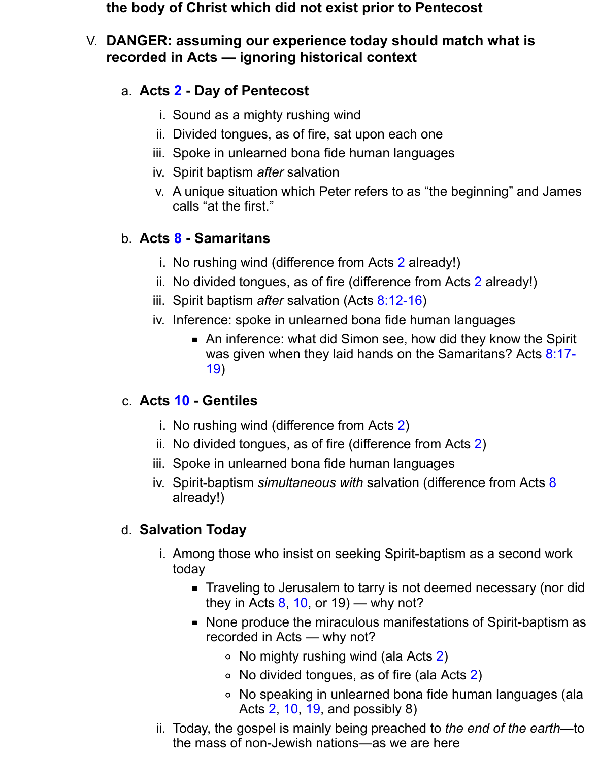**the body of Christ which did not exist prior to Pentecost**

V. **DANGER: assuming our experience today should match what is recorded in Acts — ignoring historical context**

   a. **Acts 2 - Day of Pentecost**
      i. Sound as a mighty rushing wind
      ii. Divided tongues, as of fire, sat upon each one
      iii. Spoke in unlearned bona fide human languages
      iv. Spirit baptism *after* salvation
      v. A unique situation which Peter refers to as “the beginning” and James calls “at the first.”

   b. **Acts 8 - Samaritans**
      i. No rushing wind (difference from Acts 2 already!)
      ii. No divided tongues, as of fire (difference from Acts 2 already!)
      iii. Spirit baptism *after* salvation (Acts 8:12-16)
      iv. Inference: spoke in unlearned bona fide human languages
         - An inference: what did Simon see, how did they know the Spirit was given when they laid hands on the Samaritans? Acts 8:17-19)

   c. **Acts 10 - Gentiles**
      i. No rushing wind (difference from Acts 2)
      ii. No divided tongues, as of fire (difference from Acts 2)
      iii. Spoke in unlearned bona fide human languages
      iv. Spirit-baptism *simultaneous with* salvation (difference from Acts 8 already!)

   d. **Salvation Today**
      i. Among those who insist on seeking Spirit-baptism as a second work today
         - Traveling to Jerusalem to tarry is not deemed necessary (nor did they in Acts 8, 10, or 19) — why not?
         - None produce the miraculous manifestations of Spirit-baptism as recorded in Acts — why not?
            - No mighty rushing wind (ala Acts 2)
            - No divided tongues, as of fire (ala Acts 2)
            - No speaking in unlearned bona fide human languages (ala Acts 2, 10, 19, and possibly 8)
      ii. Today, the gospel is mainly being preached to *the end of the earth*—to the mass of non-Jewish nations—as we are here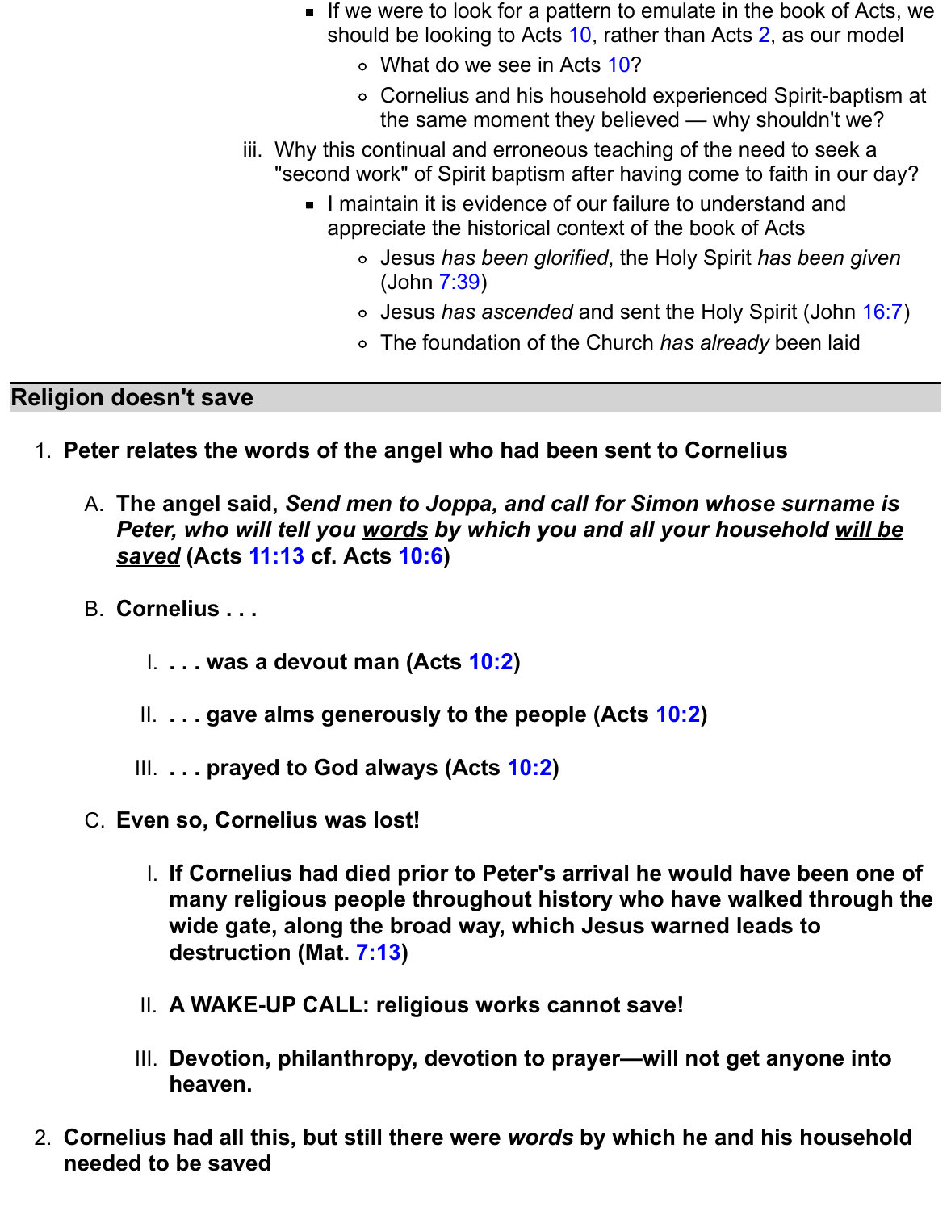- If we were to look for a pattern to emulate in the book of Acts, we should be looking to Acts 10, rather than Acts 2, as our model
  - What do we see in Acts 10?
  - Cornelius and his household experienced Spirit-baptism at the same moment they believed — why shouldn't we?

iii. Why this continual and erroneous teaching of the need to seek a "second work" of Spirit baptism after having come to faith in our day?

- I maintain it is evidence of our failure to understand and appreciate the historical context of the book of Acts
  - Jesus *has been glorified*, the Holy Spirit *has been given* (John 7:39)
  - Jesus *has ascended* and sent the Holy Spirit (John 16:7)
  - The foundation of the Church *has already* been laid

## Religion doesn't save

1. **Peter relates the words of the angel who had been sent to Cornelius**

   A. **The angel said, *Send men to Joppa, and call for Simon whose surname is Peter, who will tell you <u>words</u> by which you and all your household <u>will be saved</u>* (Acts 11:13 cf. Acts 10:6)**

   B. **Cornelius . . .**

      I. **. . . was a devout man (Acts 10:2)**

      II. **. . . gave alms generously to the people (Acts 10:2)**

      III. **. . . prayed to God always (Acts 10:2)**

   C. **Even so, Cornelius was lost!**

      I. **If Cornelius had died prior to Peter's arrival he would have been one of many religious people throughout history who have walked through the wide gate, along the broad way, which Jesus warned leads to destruction (Mat. 7:13)**

      II. **A WAKE-UP CALL: religious works cannot save!**

      III. **Devotion, philanthropy, devotion to prayer—will not get anyone into heaven.**

2. **Cornelius had all this, but still there were *words* by which he and his household needed to be saved**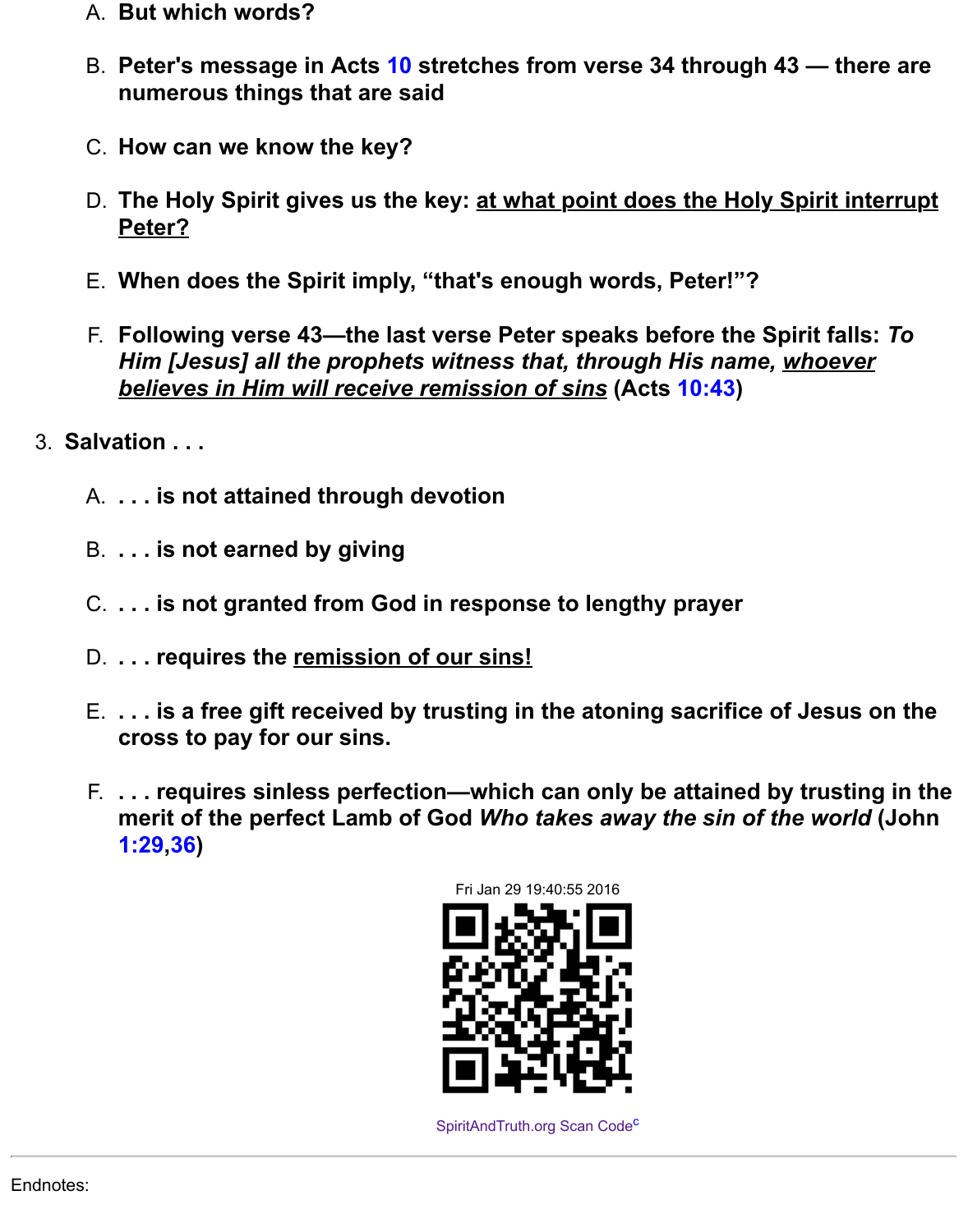A. **But which words?**

B. **Peter's message in Acts 10 stretches from verse 34 through 43 — there are numerous things that are said**

C. **How can we know the key?**

D. **The Holy Spirit gives us the key: at what point does the Holy Spirit interrupt Peter?**

E. **When does the Spirit imply, "that's enough words, Peter!"?**

F. **Following verse 43—the last verse Peter speaks before the Spirit falls:** ***To Him [Jesus] all the prophets witness that, through His name, whoever believes in Him will receive remission of sins*** **(Acts 10:43)**

3. **Salvation . . .**

A. **. . . is not attained through devotion**

B. **. . . is not earned by giving**

C. **. . . is not granted from God in response to lengthy prayer**

D. **. . . requires the remission of our sins!**

E. **. . . is a free gift received by trusting in the atoning sacrifice of Jesus on the cross to pay for our sins.**

F. **. . . requires sinless perfection—which can only be attained by trusting in the merit of the perfect Lamb of God** ***Who takes away the sin of the world*** **(John 1:29,36)**

Fri Jan 29 19:40:55 2016

SpiritAndTruth.org Scan Code[c]

Endnotes: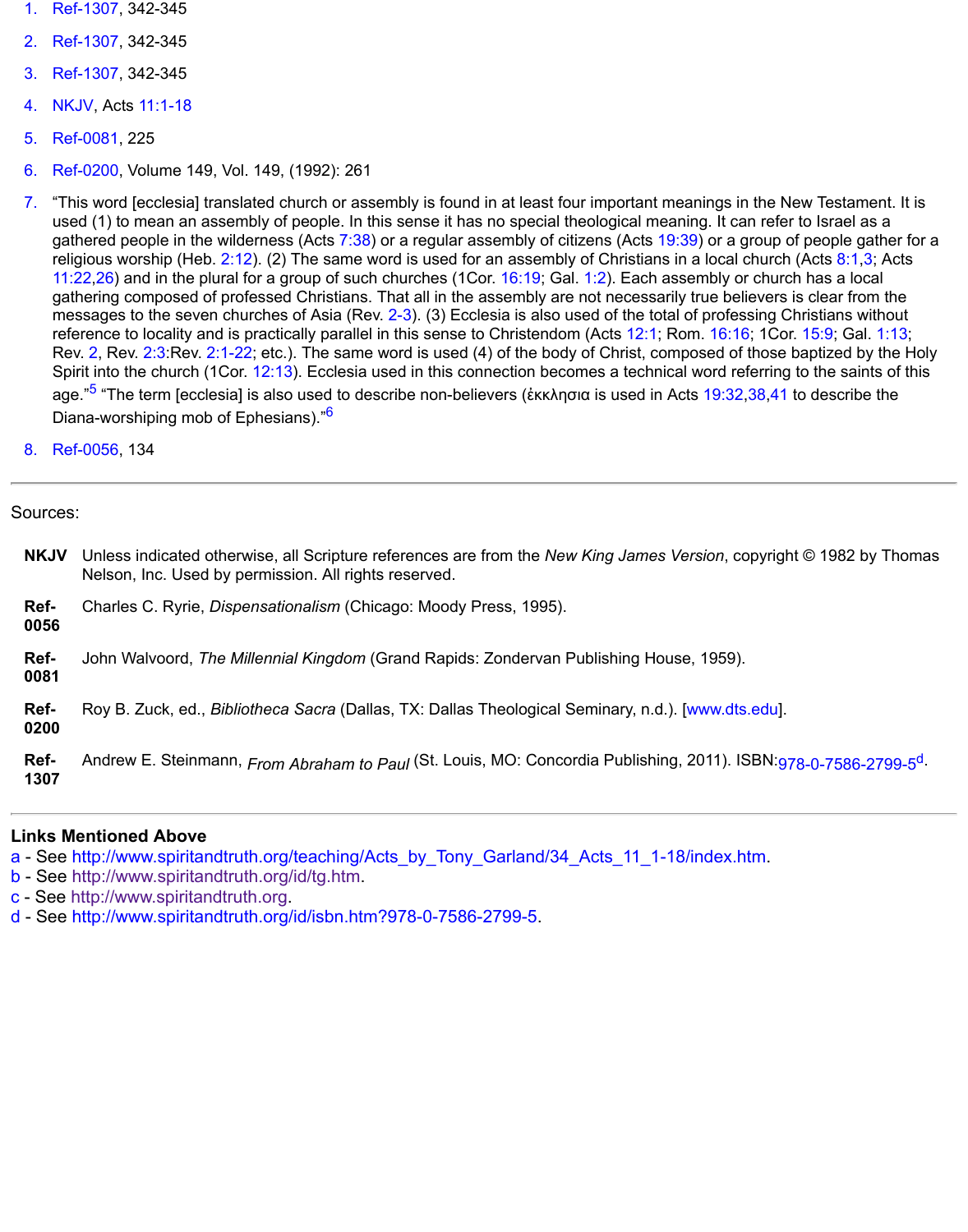1. Ref-1307, 342-345
2. Ref-1307, 342-345
3. Ref-1307, 342-345
4. NKJV, Acts 11:1-18
5. Ref-0081, 225
6. Ref-0200, Volume 149, Vol. 149, (1992): 261
7. "This word [ecclesia] translated church or assembly is found in at least four important meanings in the New Testament. It is used (1) to mean an assembly of people. In this sense it has no special theological meaning. It can refer to Israel as a gathered people in the wilderness (Acts 7:38) or a regular assembly of citizens (Acts 19:39) or a group of people gather for a religious worship (Heb. 2:12). (2) The same word is used for an assembly of Christians in a local church (Acts 8:1,3; Acts 11:22,26) and in the plural for a group of such churches (1Cor. 16:19; Gal. 1:2). Each assembly or church has a local gathering composed of professed Christians. That all in the assembly are not necessarily true believers is clear from the messages to the seven churches of Asia (Rev. 2-3). (3) Ecclesia is also used of the total of professing Christians without reference to locality and is practically parallel in this sense to Christendom (Acts 12:1; Rom. 16:16; 1Cor. 15:9; Gal. 1:13; Rev. 2, Rev. 2:3:Rev. 2:1-22; etc.). The same word is used (4) of the body of Christ, composed of those baptized by the Holy Spirit into the church (1Cor. 12:13). Ecclesia used in this connection becomes a technical word referring to the saints of this age."[5] "The term [ecclesia] is also used to describe non-believers (ἐκκλησια is used in Acts 19:32,38,41 to describe the Diana-worshiping mob of Ephesians)."[6]
8. Ref-0056, 134

---

Sources:

**NKJV** Unless indicated otherwise, all Scripture references are from the *New King James Version*, copyright © 1982 by Thomas Nelson, Inc. Used by permission. All rights reserved.

**Ref-0056** Charles C. Ryrie, *Dispensationalism* (Chicago: Moody Press, 1995).

**Ref-0081** John Walvoord, *The Millennial Kingdom* (Grand Rapids: Zondervan Publishing House, 1959).

**Ref-0200** Roy B. Zuck, ed., *Bibliotheca Sacra* (Dallas, TX: Dallas Theological Seminary, n.d.). [www.dts.edu].

**Ref-1307** Andrew E. Steinmann, *From Abraham to Paul* (St. Louis, MO: Concordia Publishing, 2011). ISBN:978-0-7586-2799-5[d].

---

**Links Mentioned Above**

a - See http://www.spiritandtruth.org/teaching/Acts_by_Tony_Garland/34_Acts_11_1-18/index.htm.
b - See http://www.spiritandtruth.org/id/tg.htm.
c - See http://www.spiritandtruth.org.
d - See http://www.spiritandtruth.org/id/isbn.htm?978-0-7586-2799-5.